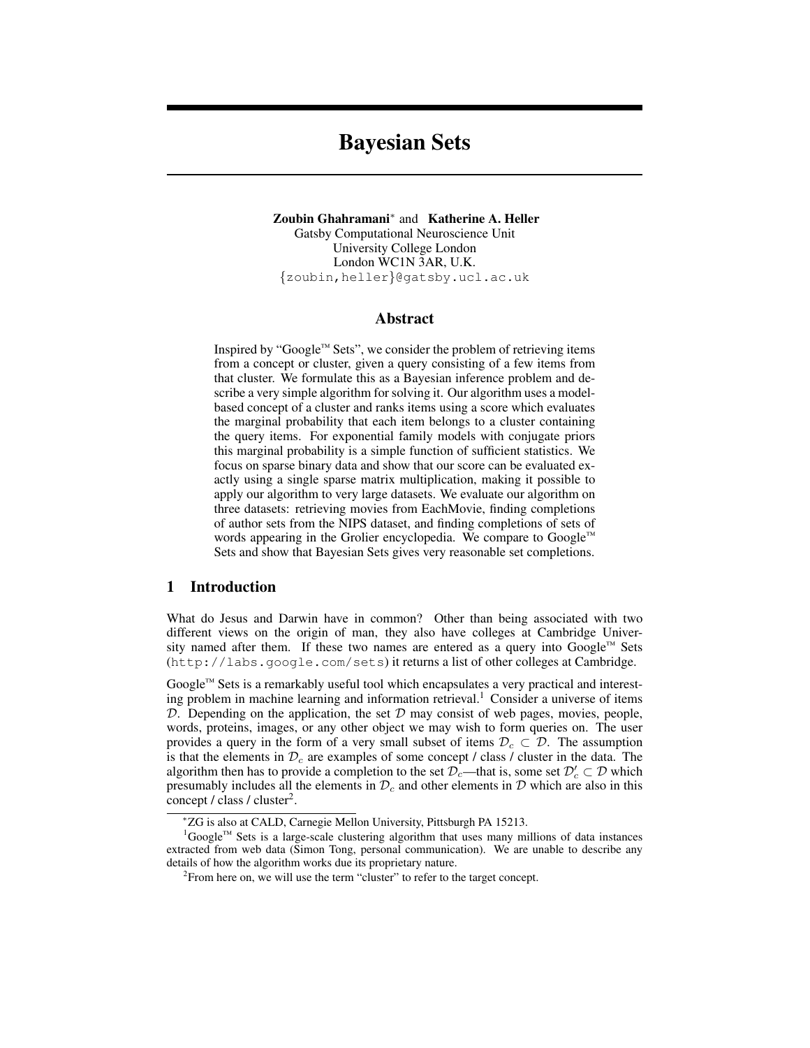# Bayesian Sets

**Zoubin Ghahramani*** and **Katherine A. Heller**
Gatsby Computational Neuroscience Unit
University College London
London WC1N 3AR, U.K.
{zoubin,heller}@gatsby.ucl.ac.uk

## Abstract

Inspired by "Google™ Sets", we consider the problem of retrieving items from a concept or cluster, given a query consisting of a few items from that cluster. We formulate this as a Bayesian inference problem and describe a very simple algorithm for solving it. Our algorithm uses a model-based concept of a cluster and ranks items using a score which evaluates the marginal probability that each item belongs to a cluster containing the query items. For exponential family models with conjugate priors this marginal probability is a simple function of sufficient statistics. We focus on sparse binary data and show that our score can be evaluated exactly using a single sparse matrix multiplication, making it possible to apply our algorithm to very large datasets. We evaluate our algorithm on three datasets: retrieving movies from EachMovie, finding completions of author sets from the NIPS dataset, and finding completions of sets of words appearing in the Grolier encyclopedia. We compare to Google™ Sets and show that Bayesian Sets gives very reasonable set completions.

## 1 Introduction

What do Jesus and Darwin have in common? Other than being associated with two different views on the origin of man, they also have colleges at Cambridge University named after them. If these two names are entered as a query into Google™ Sets (http://labs.google.com/sets) it returns a list of other colleges at Cambridge.

Google™ Sets is a remarkably useful tool which encapsulates a very practical and interesting problem in machine learning and information retrieval.[1] Consider a universe of items $\mathcal{D}$. Depending on the application, the set $\mathcal{D}$ may consist of web pages, movies, people, words, proteins, images, or any other object we may wish to form queries on. The user provides a query in the form of a very small subset of items $\mathcal{D}_c \subset \mathcal{D}$. The assumption is that the elements in $\mathcal{D}_c$ are examples of some concept / class / cluster in the data. The algorithm then has to provide a completion to the set $\mathcal{D}_c$—that is, some set $\mathcal{D}'_c \subset \mathcal{D}$ which presumably includes all the elements in $\mathcal{D}_c$ and other elements in $\mathcal{D}$ which are also in this concept / class / cluster[2].

*ZG is also at CALD, Carnegie Mellon University, Pittsburgh PA 15213.

[1] Google™ Sets is a large-scale clustering algorithm that uses many millions of data instances extracted from web data (Simon Tong, personal communication). We are unable to describe any details of how the algorithm works due its proprietary nature.

[2] From here on, we will use the term "cluster" to refer to the target concept.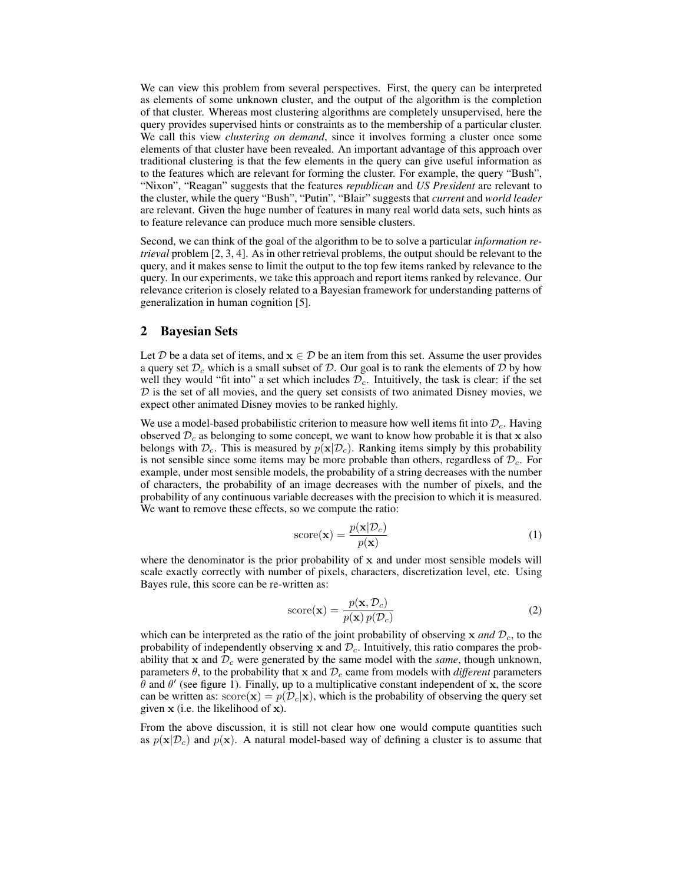We can view this problem from several perspectives. First, the query can be interpreted as elements of some unknown cluster, and the output of the algorithm is the completion of that cluster. Whereas most clustering algorithms are completely unsupervised, here the query provides supervised hints or constraints as to the membership of a particular cluster. We call this view *clustering on demand*, since it involves forming a cluster once some elements of that cluster have been revealed. An important advantage of this approach over traditional clustering is that the few elements in the query can give useful information as to the features which are relevant for forming the cluster. For example, the query "Bush", "Nixon", "Reagan" suggests that the features *republican* and *US President* are relevant to the cluster, while the query "Bush", "Putin", "Blair" suggests that *current* and *world leader* are relevant. Given the huge number of features in many real world data sets, such hints as to feature relevance can produce much more sensible clusters.

Second, we can think of the goal of the algorithm to be to solve a particular *information retrieval* problem [2, 3, 4]. As in other retrieval problems, the output should be relevant to the query, and it makes sense to limit the output to the top few items ranked by relevance to the query. In our experiments, we take this approach and report items ranked by relevance. Our relevance criterion is closely related to a Bayesian framework for understanding patterns of generalization in human cognition [5].

## 2 Bayesian Sets

Let $\mathcal{D}$ be a data set of items, and $\mathbf{x} \in \mathcal{D}$ be an item from this set. Assume the user provides a query set $\mathcal{D}_c$ which is a small subset of $\mathcal{D}$. Our goal is to rank the elements of $\mathcal{D}$ by how well they would "fit into" a set which includes $\mathcal{D}_c$. Intuitively, the task is clear: if the set $\mathcal{D}$ is the set of all movies, and the query set consists of two animated Disney movies, we expect other animated Disney movies to be ranked highly.

We use a model-based probabilistic criterion to measure how well items fit into $\mathcal{D}_c$. Having observed $\mathcal{D}_c$ as belonging to some concept, we want to know how probable it is that $\mathbf{x}$ also belongs with $\mathcal{D}_c$. This is measured by $p(\mathbf{x}|\mathcal{D}_c)$. Ranking items simply by this probability is not sensible since some items may be more probable than others, regardless of $\mathcal{D}_c$. For example, under most sensible models, the probability of a string decreases with the number of characters, the probability of an image decreases with the number of pixels, and the probability of any continuous variable decreases with the precision to which it is measured. We want to remove these effects, so we compute the ratio:

$$\mathrm{score}(\mathbf{x}) = \frac{p(\mathbf{x}|\mathcal{D}_c)}{p(\mathbf{x})} \tag{1}$$

where the denominator is the prior probability of $\mathbf{x}$ and under most sensible models will scale exactly correctly with number of pixels, characters, discretization level, etc. Using Bayes rule, this score can be re-written as:

$$\mathrm{score}(\mathbf{x}) = \frac{p(\mathbf{x}, \mathcal{D}_c)}{p(\mathbf{x})\, p(\mathcal{D}_c)} \tag{2}$$

which can be interpreted as the ratio of the joint probability of observing $\mathbf{x}$ *and* $\mathcal{D}_c$, to the probability of independently observing $\mathbf{x}$ and $\mathcal{D}_c$. Intuitively, this ratio compares the probability that $\mathbf{x}$ and $\mathcal{D}_c$ were generated by the same model with the *same*, though unknown, parameters $\theta$, to the probability that $\mathbf{x}$ and $\mathcal{D}_c$ came from models with *different* parameters $\theta$ and $\theta'$ (see figure 1). Finally, up to a multiplicative constant independent of $\mathbf{x}$, the score can be written as: $\mathrm{score}(\mathbf{x}) = p(\mathcal{D}_c|\mathbf{x})$, which is the probability of observing the query set given $\mathbf{x}$ (i.e. the likelihood of $\mathbf{x}$).

From the above discussion, it is still not clear how one would compute quantities such as $p(\mathbf{x}|\mathcal{D}_c)$ and $p(\mathbf{x})$. A natural model-based way of defining a cluster is to assume that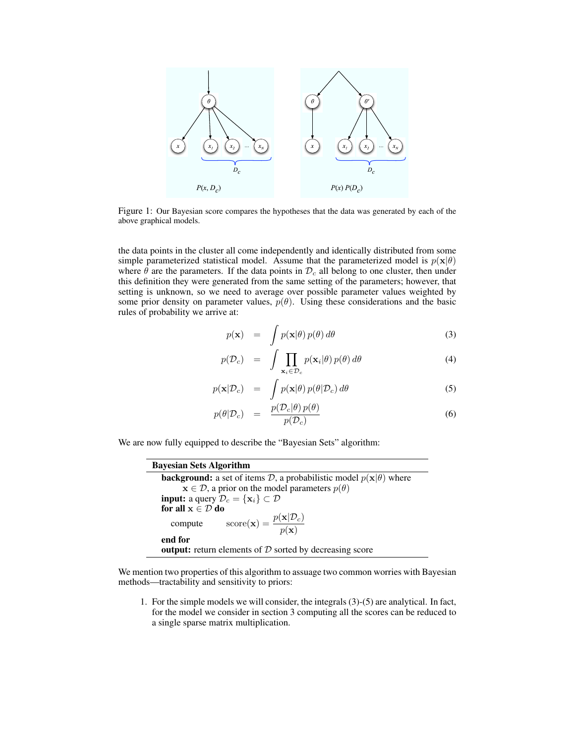Figure 1: Our Bayesian score compares the hypotheses that the data was generated by each of the above graphical models.

the data points in the cluster all come independently and identically distributed from some simple parameterized statistical model. Assume that the parameterized model is $p(\mathbf{x}|\theta)$ where $\theta$ are the parameters. If the data points in $\mathcal{D}_c$ all belong to one cluster, then under this definition they were generated from the same setting of the parameters; however, that setting is unknown, so we need to average over possible parameter values weighted by some prior density on parameter values, $p(\theta)$. Using these considerations and the basic rules of probability we arrive at:

$$p(\mathbf{x}) = \int p(\mathbf{x}|\theta)\, p(\theta)\, d\theta \tag{3}$$

$$p(\mathcal{D}_c) = \int \prod_{\mathbf{x}_i \in \mathcal{D}_c} p(\mathbf{x}_i|\theta)\, p(\theta)\, d\theta \tag{4}$$

$$p(\mathbf{x}|\mathcal{D}_c) = \int p(\mathbf{x}|\theta)\, p(\theta|\mathcal{D}_c)\, d\theta \tag{5}$$

$$p(\theta|\mathcal{D}_c) = \frac{p(\mathcal{D}_c|\theta)\, p(\theta)}{p(\mathcal{D}_c)} \tag{6}$$

We are now fully equipped to describe the "Bayesian Sets" algorithm:

---

**Bayesian Sets Algorithm**

---

**background:** a set of items $\mathcal{D}$, a probabilistic model $p(\mathbf{x}|\theta)$ where $\mathbf{x} \in \mathcal{D}$, a prior on the model parameters $p(\theta)$
**input:** a query $\mathcal{D}_c = \{\mathbf{x}_i\} \subset \mathcal{D}$
**for all** $\mathbf{x} \in \mathcal{D}$ **do**
 compute  $\text{score}(\mathbf{x}) = \dfrac{p(\mathbf{x}|\mathcal{D}_c)}{p(\mathbf{x})}$
**end for**
**output:** return elements of $\mathcal{D}$ sorted by decreasing score

---

We mention two properties of this algorithm to assuage two common worries with Bayesian methods—tractability and sensitivity to priors:

1. For the simple models we will consider, the integrals (3)-(5) are analytical. In fact, for the model we consider in section 3 computing all the scores can be reduced to a single sparse matrix multiplication.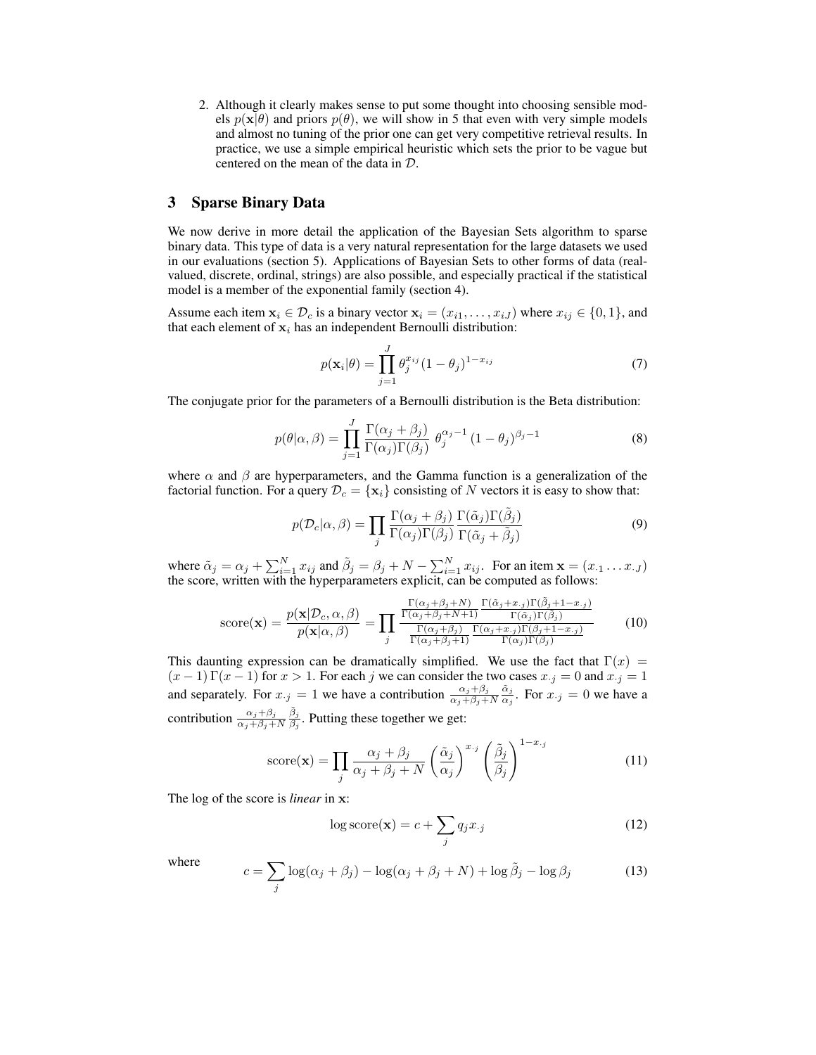2. Although it clearly makes sense to put some thought into choosing sensible models $p(\mathbf{x}|\theta)$ and priors $p(\theta)$, we will show in 5 that even with very simple models and almost no tuning of the prior one can get very competitive retrieval results. In practice, we use a simple empirical heuristic which sets the prior to be vague but centered on the mean of the data in $\mathcal{D}$.

## 3 Sparse Binary Data

We now derive in more detail the application of the Bayesian Sets algorithm to sparse binary data. This type of data is a very natural representation for the large datasets we used in our evaluations (section 5). Applications of Bayesian Sets to other forms of data (real-valued, discrete, ordinal, strings) are also possible, and especially practical if the statistical model is a member of the exponential family (section 4).

Assume each item $\mathbf{x}_i \in \mathcal{D}_c$ is a binary vector $\mathbf{x}_i = (x_{i1}, \ldots, x_{iJ})$ where $x_{ij} \in \{0, 1\}$, and that each element of $\mathbf{x}_i$ has an independent Bernoulli distribution:

$$p(\mathbf{x}_i|\theta) = \prod_{j=1}^{J} \theta_j^{x_{ij}} (1 - \theta_j)^{1-x_{ij}} \tag{7}$$

The conjugate prior for the parameters of a Bernoulli distribution is the Beta distribution:

$$p(\theta|\alpha, \beta) = \prod_{j=1}^{J} \frac{\Gamma(\alpha_j + \beta_j)}{\Gamma(\alpha_j)\Gamma(\beta_j)} \, \theta_j^{\alpha_j - 1} \, (1 - \theta_j)^{\beta_j - 1} \tag{8}$$

where $\alpha$ and $\beta$ are hyperparameters, and the Gamma function is a generalization of the factorial function. For a query $\mathcal{D}_c = \{\mathbf{x}_i\}$ consisting of $N$ vectors it is easy to show that:

$$p(\mathcal{D}_c|\alpha, \beta) = \prod_j \frac{\Gamma(\alpha_j + \beta_j)}{\Gamma(\alpha_j)\Gamma(\beta_j)} \frac{\Gamma(\tilde{\alpha}_j)\Gamma(\tilde{\beta}_j)}{\Gamma(\tilde{\alpha}_j + \tilde{\beta}_j)} \tag{9}$$

where $\tilde{\alpha}_j = \alpha_j + \sum_{i=1}^{N} x_{ij}$ and $\tilde{\beta}_j = \beta_j + N - \sum_{i=1}^{N} x_{ij}$. For an item $\mathbf{x} = (x_{\cdot 1} \ldots x_{\cdot J})$ the score, written with the hyperparameters explicit, can be computed as follows:

$$\text{score}(\mathbf{x}) = \frac{p(\mathbf{x}|\mathcal{D}_c, \alpha, \beta)}{p(\mathbf{x}|\alpha, \beta)} = \prod_j \frac{\frac{\Gamma(\alpha_j+\beta_j+N)}{\Gamma(\alpha_j+\beta_j+N+1)} \frac{\Gamma(\tilde{\alpha}_j+x_{\cdot j})\Gamma(\tilde{\beta}_j+1-x_{\cdot j})}{\Gamma(\tilde{\alpha}_j)\Gamma(\tilde{\beta}_j)}}{\frac{\Gamma(\alpha_j+\beta_j)}{\Gamma(\alpha_j+\beta_j+1)} \frac{\Gamma(\alpha_j+x_{\cdot j})\Gamma(\beta_j+1-x_{\cdot j})}{\Gamma(\alpha_j)\Gamma(\beta_j)}} \tag{10}$$

This daunting expression can be dramatically simplified. We use the fact that $\Gamma(x) = (x-1)\,\Gamma(x-1)$ for $x > 1$. For each $j$ we can consider the two cases $x_{\cdot j} = 0$ and $x_{\cdot j} = 1$ and separately. For $x_{\cdot j} = 1$ we have a contribution $\frac{\alpha_j+\beta_j}{\alpha_j+\beta_j+N} \frac{\tilde{\alpha}_j}{\alpha_j}$. For $x_{\cdot j} = 0$ we have a contribution $\frac{\alpha_j+\beta_j}{\alpha_j+\beta_j+N} \frac{\tilde{\beta}_j}{\beta_j}$. Putting these together we get:

$$\text{score}(\mathbf{x}) = \prod_j \frac{\alpha_j + \beta_j}{\alpha_j + \beta_j + N} \left(\frac{\tilde{\alpha}_j}{\alpha_j}\right)^{x_{\cdot j}} \left(\frac{\tilde{\beta}_j}{\beta_j}\right)^{1-x_{\cdot j}} \tag{11}$$

The log of the score is *linear* in $\mathbf{x}$:

$$\log \text{score}(\mathbf{x}) = c + \sum_j q_j x_{\cdot j} \tag{12}$$

where

$$c = \sum_j \log(\alpha_j + \beta_j) - \log(\alpha_j + \beta_j + N) + \log \tilde{\beta}_j - \log \beta_j \tag{13}$$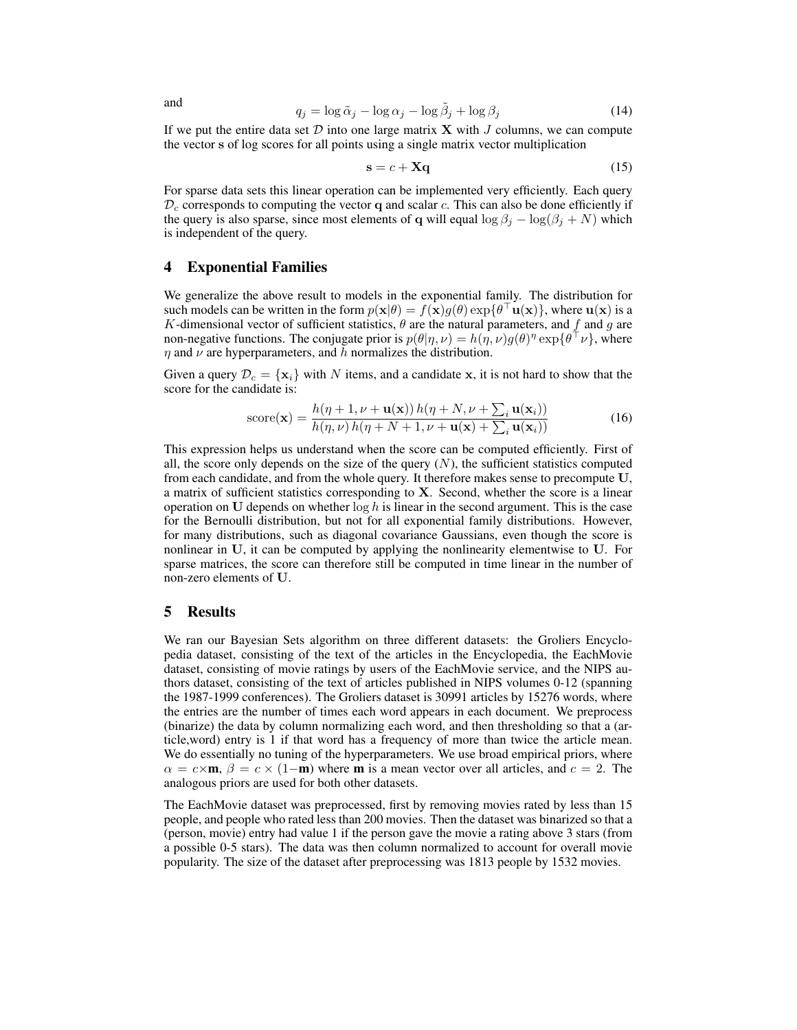and

$$q_j = \log \tilde{\alpha}_j - \log \alpha_j - \log \tilde{\beta}_j + \log \beta_j \tag{14}$$

If we put the entire data set $\mathcal{D}$ into one large matrix $\mathbf{X}$ with $J$ columns, we can compute the vector $\mathbf{s}$ of log scores for all points using a single matrix vector multiplication

$$\mathbf{s} = c + \mathbf{X}\mathbf{q} \tag{15}$$

For sparse data sets this linear operation can be implemented very efficiently. Each query $\mathcal{D}_c$ corresponds to computing the vector $\mathbf{q}$ and scalar $c$. This can also be done efficiently if the query is also sparse, since most elements of $\mathbf{q}$ will equal $\log \beta_j - \log(\beta_j + N)$ which is independent of the query.

## 4 Exponential Families

We generalize the above result to models in the exponential family. The distribution for such models can be written in the form $p(\mathbf{x}|\theta) = f(\mathbf{x})g(\theta)\exp\{\theta^\top \mathbf{u}(\mathbf{x})\}$, where $\mathbf{u}(\mathbf{x})$ is a $K$-dimensional vector of sufficient statistics, $\theta$ are the natural parameters, and $f$ and $g$ are non-negative functions. The conjugate prior is $p(\theta|\eta,\nu) = h(\eta,\nu)g(\theta)^\eta \exp\{\theta^\top \nu\}$, where $\eta$ and $\nu$ are hyperparameters, and $h$ normalizes the distribution.

Given a query $\mathcal{D}_c = \{\mathbf{x}_i\}$ with $N$ items, and a candidate $\mathbf{x}$, it is not hard to show that the score for the candidate is:

$$\text{score}(\mathbf{x}) = \frac{h(\eta+1, \nu + \mathbf{u}(\mathbf{x}))\, h(\eta+N, \nu + \sum_i \mathbf{u}(\mathbf{x}_i))}{h(\eta,\nu)\, h(\eta+N+1, \nu + \mathbf{u}(\mathbf{x}) + \sum_i \mathbf{u}(\mathbf{x}_i))} \tag{16}$$

This expression helps us understand when the score can be computed efficiently. First of all, the score only depends on the size of the query ($N$), the sufficient statistics computed from each candidate, and from the whole query. It therefore makes sense to precompute $\mathbf{U}$, a matrix of sufficient statistics corresponding to $\mathbf{X}$. Second, whether the score is a linear operation on $\mathbf{U}$ depends on whether $\log h$ is linear in the second argument. This is the case for the Bernoulli distribution, but not for all exponential family distributions. However, for many distributions, such as diagonal covariance Gaussians, even though the score is nonlinear in $\mathbf{U}$, it can be computed by applying the nonlinearity elementwise to $\mathbf{U}$. For sparse matrices, the score can therefore still be computed in time linear in the number of non-zero elements of $\mathbf{U}$.

## 5 Results

We ran our Bayesian Sets algorithm on three different datasets: the Groliers Encyclopedia dataset, consisting of the text of the articles in the Encyclopedia, the EachMovie dataset, consisting of movie ratings by users of the EachMovie service, and the NIPS authors dataset, consisting of the text of articles published in NIPS volumes 0-12 (spanning the 1987-1999 conferences). The Groliers dataset is 30991 articles by 15276 words, where the entries are the number of times each word appears in each document. We preprocess (binarize) the data by column normalizing each word, and then thresholding so that a (article,word) entry is 1 if that word has a frequency of more than twice the article mean. We do essentially no tuning of the hyperparameters. We use broad empirical priors, where $\alpha = c \times \mathbf{m}$, $\beta = c \times (1 - \mathbf{m})$ where $\mathbf{m}$ is a mean vector over all articles, and $c = 2$. The analogous priors are used for both other datasets.

The EachMovie dataset was preprocessed, first by removing movies rated by less than 15 people, and people who rated less than 200 movies. Then the dataset was binarized so that a (person, movie) entry had value 1 if the person gave the movie a rating above 3 stars (from a possible 0-5 stars). The data was then column normalized to account for overall movie popularity. The size of the dataset after preprocessing was 1813 people by 1532 movies.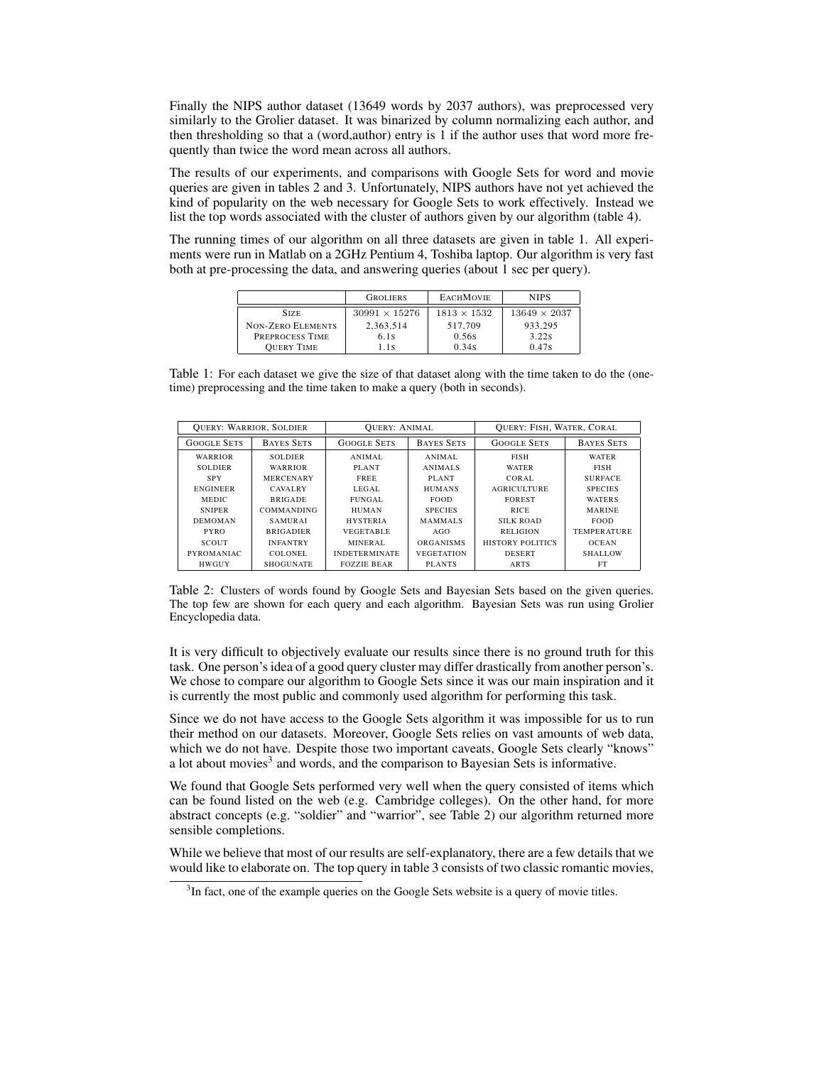Finally the NIPS author dataset (13649 words by 2037 authors), was preprocessed very similarly to the Grolier dataset. It was binarized by column normalizing each author, and then thresholding so that a (word,author) entry is 1 if the author uses that word more frequently than twice the word mean across all authors.

The results of our experiments, and comparisons with Google Sets for word and movie queries are given in tables 2 and 3. Unfortunately, NIPS authors have not yet achieved the kind of popularity on the web necessary for Google Sets to work effectively. Instead we list the top words associated with the cluster of authors given by our algorithm (table 4).

The running times of our algorithm on all three datasets are given in table 1. All experiments were run in Matlab on a 2GHz Pentium 4, Toshiba laptop. Our algorithm is very fast both at pre-processing the data, and answering queries (about 1 sec per query).

| | GROLIERS | EACHMOVIE | NIPS |
|---|---|---|---|
| SIZE | $30991 \times 15276$ | $1813 \times 1532$ | $13649 \times 2037$ |
| NON-ZERO ELEMENTS | 2,363,514 | 517,709 | 933,295 |
| PREPROCESS TIME | 6.1s | 0.56s | 3.22s |
| QUERY TIME | 1.1s | 0.34s | 0.47s |

Table 1: For each dataset we give the size of that dataset along with the time taken to do the (one-time) preprocessing and the time taken to make a query (both in seconds).

| QUERY: WARRIOR, SOLDIER | | QUERY: ANIMAL | | QUERY: FISH, WATER, CORAL | |
|---|---|---|---|---|---|
| GOOGLE SETS | BAYES SETS | GOOGLE SETS | BAYES SETS | GOOGLE SETS | BAYES SETS |
| WARRIOR | SOLDIER | ANIMAL | ANIMAL | FISH | WATER |
| SOLDIER | WARRIOR | PLANT | ANIMALS | WATER | FISH |
| SPY | MERCENARY | FREE | PLANT | CORAL | SURFACE |
| ENGINEER | CAVALRY | LEGAL | HUMANS | AGRICULTURE | SPECIES |
| MEDIC | BRIGADE | FUNGAL | FOOD | FOREST | WATERS |
| SNIPER | COMMANDING | HUMAN | SPECIES | RICE | MARINE |
| DEMOMAN | SAMURAI | HYSTERIA | MAMMALS | SILK ROAD | FOOD |
| PYRO | BRIGADIER | VEGETABLE | AGO | RELIGION | TEMPERATURE |
| SCOUT | INFANTRY | MINERAL | ORGANISMS | HISTORY POLITICS | OCEAN |
| PYROMANIAC | COLONEL | INDETERMINATE | VEGETATION | DESERT | SHALLOW |
| HWGUY | SHOGUNATE | FOZZIE BEAR | PLANTS | ARTS | FT |

Table 2: Clusters of words found by Google Sets and Bayesian Sets based on the given queries. The top few are shown for each query and each algorithm. Bayesian Sets was run using Grolier Encyclopedia data.

It is very difficult to objectively evaluate our results since there is no ground truth for this task. One person's idea of a good query cluster may differ drastically from another person's. We chose to compare our algorithm to Google Sets since it was our main inspiration and it is currently the most public and commonly used algorithm for performing this task.

Since we do not have access to the Google Sets algorithm it was impossible for us to run their method on our datasets. Moreover, Google Sets relies on vast amounts of web data, which we do not have. Despite those two important caveats, Google Sets clearly "knows" a lot about movies[3] and words, and the comparison to Bayesian Sets is informative.

We found that Google Sets performed very well when the query consisted of items which can be found listed on the web (e.g. Cambridge colleges). On the other hand, for more abstract concepts (e.g. "soldier" and "warrior", see Table 2) our algorithm returned more sensible completions.

While we believe that most of our results are self-explanatory, there are a few details that we would like to elaborate on. The top query in table 3 consists of two classic romantic movies,

[3] In fact, one of the example queries on the Google Sets website is a query of movie titles.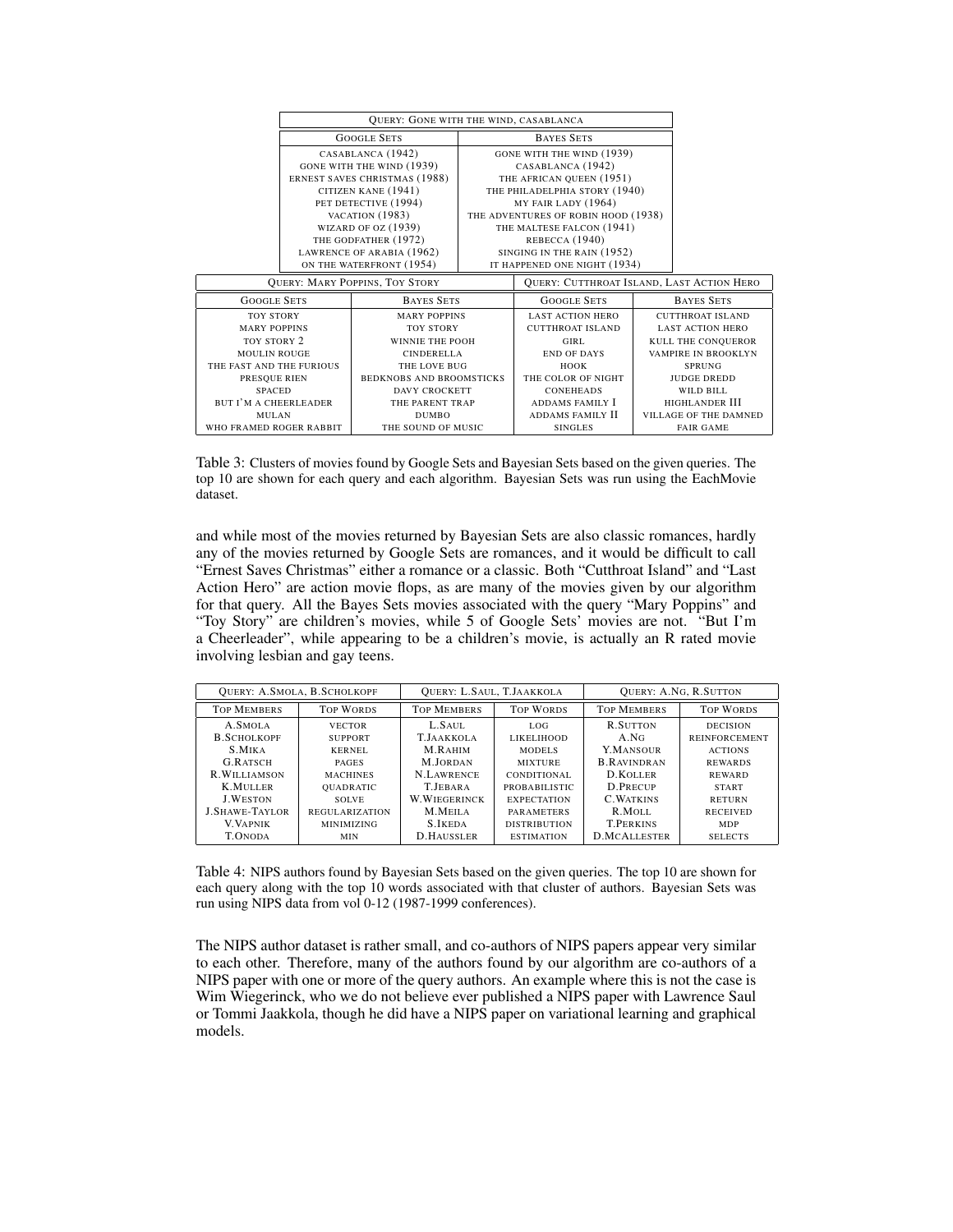| Query: Gone with the wind, casablanca | |
|---|---|
| **Google Sets** | **Bayes Sets** |
| casablanca (1942) | gone with the wind (1939) |
| gone with the wind (1939) | casablanca (1942) |
| ernest saves christmas (1988) | the african queen (1951) |
| citizen kane (1941) | the philadelphia story (1940) |
| pet detective (1994) | my fair lady (1964) |
| vacation (1983) | the adventures of robin hood (1938) |
| wizard of oz (1939) | the maltese falcon (1941) |
| the godfather (1972) | rebecca (1940) |
| lawrence of arabia (1962) | singing in the rain (1952) |
| on the waterfront (1954) | it happened one night (1934) |

| Query: Mary Poppins, Toy Story | | Query: Cutthroat Island, Last Action Hero | |
|---|---|---|---|
| **Google Sets** | **Bayes Sets** | **Google Sets** | **Bayes Sets** |
| toy story | mary poppins | last action hero | cutthroat island |
| mary poppins | toy story | cutthroat island | last action hero |
| toy story 2 | winnie the pooh | girl | kull the conqueror |
| moulin rouge | cinderella | end of days | vampire in brooklyn |
| the fast and the furious | the love bug | hook | sprung |
| presque rien | bedknobs and broomsticks | the color of night | judge dredd |
| spaced | davy crockett | coneheads | wild bill |
| but i'm a cheerleader | the parent trap | addams family I | highlander III |
| mulan | dumbo | addams family II | village of the damned |
| who framed roger rabbit | the sound of music | singles | fair game |

Table 3: Clusters of movies found by Google Sets and Bayesian Sets based on the given queries. The top 10 are shown for each query and each algorithm. Bayesian Sets was run using the EachMovie dataset.

and while most of the movies returned by Bayesian Sets are also classic romances, hardly any of the movies returned by Google Sets are romances, and it would be difficult to call "Ernest Saves Christmas" either a romance or a classic. Both "Cutthroat Island" and "Last Action Hero" are action movie flops, as are many of the movies given by our algorithm for that query. All the Bayes Sets movies associated with the query "Mary Poppins" and "Toy Story" are children's movies, while 5 of Google Sets' movies are not. "But I'm a Cheerleader", while appearing to be a children's movie, is actually an R rated movie involving lesbian and gay teens.

| Query: A.Smola, B.Scholkopf | | Query: L.Saul, T.Jaakkola | | Query: A.Ng, R.Sutton | |
|---|---|---|---|---|---|
| **Top Members** | **Top Words** | **Top Members** | **Top Words** | **Top Members** | **Top Words** |
| A.Smola | vector | L.Saul | log | R.Sutton | decision |
| B.Scholkopf | support | T.Jaakkola | likelihood | A.Ng | reinforcement |
| S.Mika | kernel | M.Rahim | models | Y.Mansour | actions |
| G.Ratsch | pages | M.Jordan | mixture | B.Ravindran | rewards |
| R.Williamson | machines | N.Lawrence | conditional | D.Koller | reward |
| K.Muller | quadratic | T.Jebara | probabilistic | D.Precup | start |
| J.Weston | solve | W.Wiegerinck | expectation | C.Watkins | return |
| J.Shawe-Taylor | regularization | M.Meila | parameters | R.Moll | received |
| V.Vapnik | minimizing | S.Ikeda | distribution | T.Perkins | mdp |
| T.Onoda | min | D.Haussler | estimation | D.McAllester | selects |

Table 4: NIPS authors found by Bayesian Sets based on the given queries. The top 10 are shown for each query along with the top 10 words associated with that cluster of authors. Bayesian Sets was run using NIPS data from vol 0-12 (1987-1999 conferences).

The NIPS author dataset is rather small, and co-authors of NIPS papers appear very similar to each other. Therefore, many of the authors found by our algorithm are co-authors of a NIPS paper with one or more of the query authors. An example where this is not the case is Wim Wiegerinck, who we do not believe ever published a NIPS paper with Lawrence Saul or Tommi Jaakkola, though he did have a NIPS paper on variational learning and graphical models.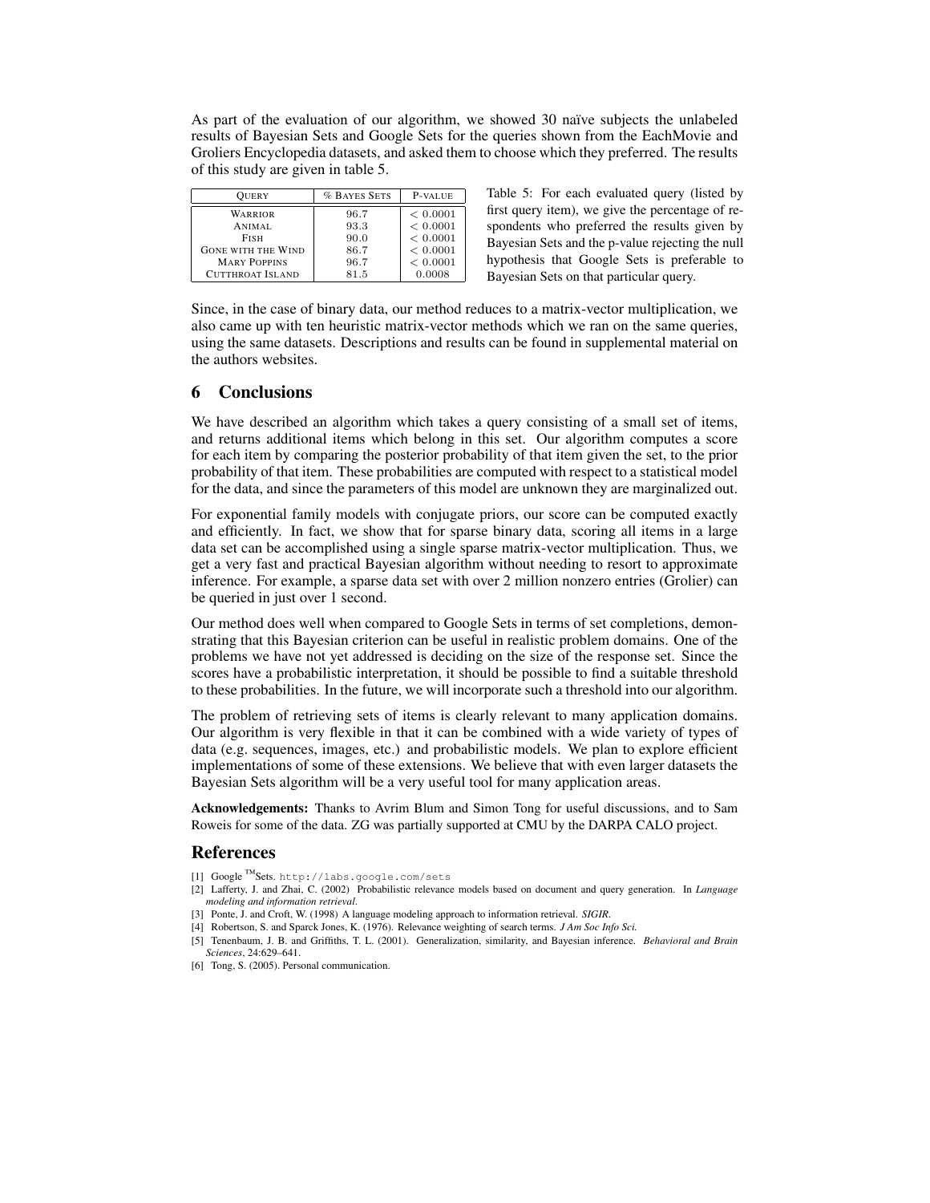As part of the evaluation of our algorithm, we showed 30 naïve subjects the unlabeled results of Bayesian Sets and Google Sets for the queries shown from the EachMovie and Groliers Encyclopedia datasets, and asked them to choose which they preferred. The results of this study are given in table 5.

| QUERY | % BAYES SETS | P-VALUE |
|---|---|---|
| WARRIOR | 96.7 | $< 0.0001$ |
| ANIMAL | 93.3 | $< 0.0001$ |
| FISH | 90.0 | $< 0.0001$ |
| GONE WITH THE WIND | 86.7 | $< 0.0001$ |
| MARY POPPINS | 96.7 | $< 0.0001$ |
| CUTTHROAT ISLAND | 81.5 | 0.0008 |

Table 5: For each evaluated query (listed by first query item), we give the percentage of respondents who preferred the results given by Bayesian Sets and the p-value rejecting the null hypothesis that Google Sets is preferable to Bayesian Sets on that particular query.

Since, in the case of binary data, our method reduces to a matrix-vector multiplication, we also came up with ten heuristic matrix-vector methods which we ran on the same queries, using the same datasets. Descriptions and results can be found in supplemental material on the authors websites.

## 6 Conclusions

We have described an algorithm which takes a query consisting of a small set of items, and returns additional items which belong in this set. Our algorithm computes a score for each item by comparing the posterior probability of that item given the set, to the prior probability of that item. These probabilities are computed with respect to a statistical model for the data, and since the parameters of this model are unknown they are marginalized out.

For exponential family models with conjugate priors, our score can be computed exactly and efficiently. In fact, we show that for sparse binary data, scoring all items in a large data set can be accomplished using a single sparse matrix-vector multiplication. Thus, we get a very fast and practical Bayesian algorithm without needing to resort to approximate inference. For example, a sparse data set with over 2 million nonzero entries (Grolier) can be queried in just over 1 second.

Our method does well when compared to Google Sets in terms of set completions, demonstrating that this Bayesian criterion can be useful in realistic problem domains. One of the problems we have not yet addressed is deciding on the size of the response set. Since the scores have a probabilistic interpretation, it should be possible to find a suitable threshold to these probabilities. In the future, we will incorporate such a threshold into our algorithm.

The problem of retrieving sets of items is clearly relevant to many application domains. Our algorithm is very flexible in that it can be combined with a wide variety of types of data (e.g. sequences, images, etc.) and probabilistic models. We plan to explore efficient implementations of some of these extensions. We believe that with even larger datasets the Bayesian Sets algorithm will be a very useful tool for many application areas.

**Acknowledgements:** Thanks to Avrim Blum and Simon Tong for useful discussions, and to Sam Roweis for some of the data. ZG was partially supported at CMU by the DARPA CALO project.

## References

[1] Google ™Sets. http://labs.google.com/sets

[2] Lafferty, J. and Zhai, C. (2002) Probabilistic relevance models based on document and query generation. In *Language modeling and information retrieval*.

[3] Ponte, J. and Croft, W. (1998) A language modeling approach to information retrieval. *SIGIR*.

[4] Robertson, S. and Sparck Jones, K. (1976). Relevance weighting of search terms. *J Am Soc Info Sci.*

[5] Tenenbaum, J. B. and Griffiths, T. L. (2001). Generalization, similarity, and Bayesian inference. *Behavioral and Brain Sciences*, 24:629–641.

[6] Tong, S. (2005). Personal communication.